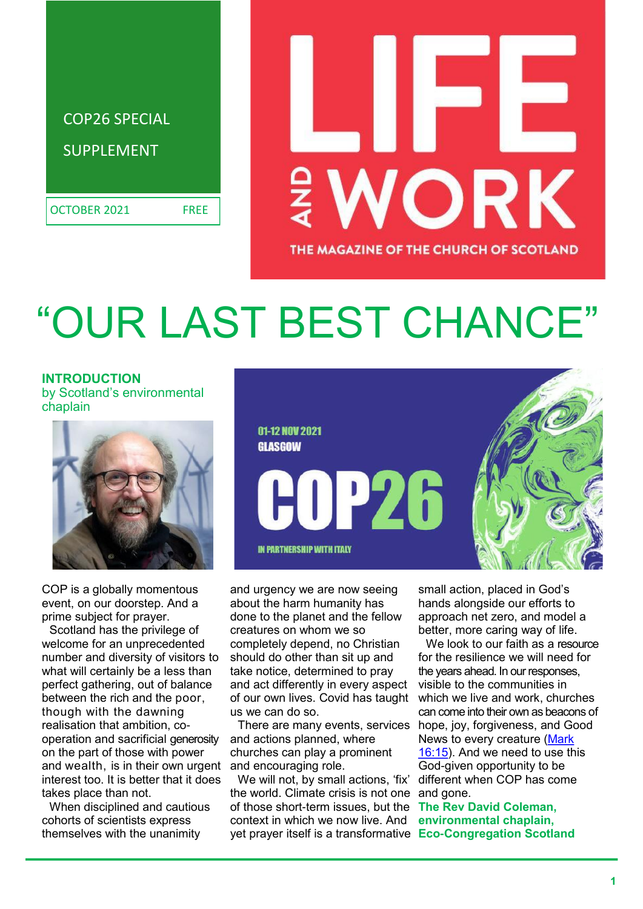COP26 SPECIAL SUPPLEMENT

OCTOBER 2021 FREE

LIFE AND WORK

THE MAGAZINE OF THE CHURCH OF SCOTLAND

# "OUR LAST BEST CHANCE"

## INTRODUCTION

by Scotland's environmental chaplain

01-12 NOV 2021 GLASGOW

COP26

IN PARTNERSHIP WITH ITALY

COP is a globally momentous event, on our doorstep. And a prime subject for prayer.

Scotland has the privilege of welcome for an unprecedented number and diversity of visitors to what will certainly be a less than perfect gathering, out of balance between the rich and the poor, though with the dawning realisation that ambition, co-operation and sacrificial generosity on the part of those with power and wealth, is in their own urgent interest too. It is better that it does takes place than not.

When disciplined and cautious cohorts of scientists express themselves with the unanimity and urgency we are now seeing about the harm humanity has done to the planet and the fellow creatures on whom we so completely depend, no Christian should do other than sit up and take notice, determined to pray and act differently in every aspect of our own lives. Covid has taught us we can do so.

There are many events, services and actions planned, where churches can play a prominent and encouraging role.

We will not, by small actions, 'fix' the world. Climate crisis is not one of those short-term issues, but the context in which we now live. And yet prayer itself is a transformative small action, placed in God's hands alongside our efforts to approach net zero, and model a better, more caring way of life.

We look to our faith as a resource for the resilience we will need for the years ahead. In our responses, visible to the communities in which we live and work, churches can come into their own as beacons of hope, joy, forgiveness, and Good News to every creature (Mark 16:15). And we need to use this God-given opportunity to be different when COP has come and gone.

**The Rev David Coleman, environmental chaplain, Eco-Congregation Scotland**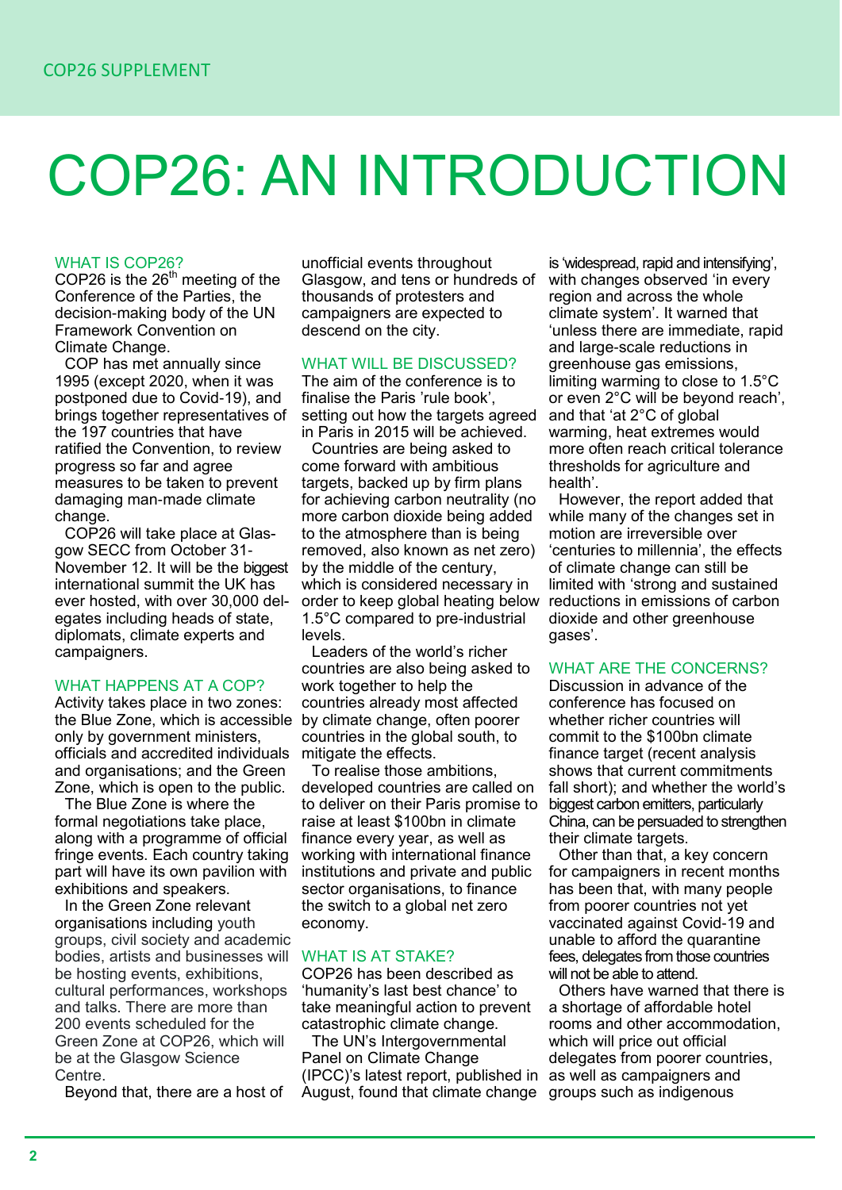# COP26: AN INTRODUCTION

## WHAT IS COP26?

COP26 is the 26th meeting of the Conference of the Parties, the decision-making body of the UN Framework Convention on Climate Change.

COP has met annually since 1995 (except 2020, when it was postponed due to Covid-19), and brings together representatives of the 197 countries that have ratified the Convention, to review progress so far and agree measures to be taken to prevent damaging man-made climate change.

COP26 will take place at Glasgow SECC from October 31-November 12. It will be the biggest international summit the UK has ever hosted, with over 30,000 delegates including heads of state, diplomats, climate experts and campaigners.

## WHAT HAPPENS AT A COP?

Activity takes place in two zones: the Blue Zone, which is accessible only by government ministers, officials and accredited individuals and organisations; and the Green Zone, which is open to the public.

The Blue Zone is where the formal negotiations take place, along with a programme of official fringe events. Each country taking part will have its own pavilion with exhibitions and speakers.

In the Green Zone relevant organisations including youth groups, civil society and academic bodies, artists and businesses will be hosting events, exhibitions, cultural performances, workshops and talks. There are more than 200 events scheduled for the Green Zone at COP26, which will be at the Glasgow Science Centre.

Beyond that, there are a host of unofficial events throughout Glasgow, and tens or hundreds of thousands of protesters and campaigners are expected to descend on the city.

## WHAT WILL BE DISCUSSED?

The aim of the conference is to finalise the Paris 'rule book', setting out how the targets agreed in Paris in 2015 will be achieved.

Countries are being asked to come forward with ambitious targets, backed up by firm plans for achieving carbon neutrality (no more carbon dioxide being added to the atmosphere than is being removed, also known as net zero) by the middle of the century, which is considered necessary in order to keep global heating below 1.5°C compared to pre-industrial levels.

Leaders of the world's richer countries are also being asked to work together to help the countries already most affected by climate change, often poorer countries in the global south, to mitigate the effects.

To realise those ambitions, developed countries are called on to deliver on their Paris promise to raise at least $100bn in climate finance every year, as well as working with international finance institutions and private and public sector organisations, to finance the switch to a global net zero economy.

## WHAT IS AT STAKE?

COP26 has been described as 'humanity's last best chance' to take meaningful action to prevent catastrophic climate change.

The UN's Intergovernmental Panel on Climate Change (IPCC)'s latest report, published in August, found that climate change is 'widespread, rapid and intensifying', with changes observed 'in every region and across the whole climate system'. It warned that 'unless there are immediate, rapid and large-scale reductions in greenhouse gas emissions, limiting warming to close to 1.5°C or even 2°C will be beyond reach', and that 'at 2°C of global warming, heat extremes would more often reach critical tolerance thresholds for agriculture and health'.

However, the report added that while many of the changes set in motion are irreversible over 'centuries to millennia', the effects of climate change can still be limited with 'strong and sustained reductions in emissions of carbon dioxide and other greenhouse gases'.

## WHAT ARE THE CONCERNS?

Discussion in advance of the conference has focused on whether richer countries will commit to the $100bn climate finance target (recent analysis shows that current commitments fall short); and whether the world's biggest carbon emitters, particularly China, can be persuaded to strengthen their climate targets.

Other than that, a key concern for campaigners in recent months has been that, with many people from poorer countries not yet vaccinated against Covid-19 and unable to afford the quarantine fees, delegates from those countries will not be able to attend.

Others have warned that there is a shortage of affordable hotel rooms and other accommodation, which will price out official delegates from poorer countries, as well as campaigners and groups such as indigenous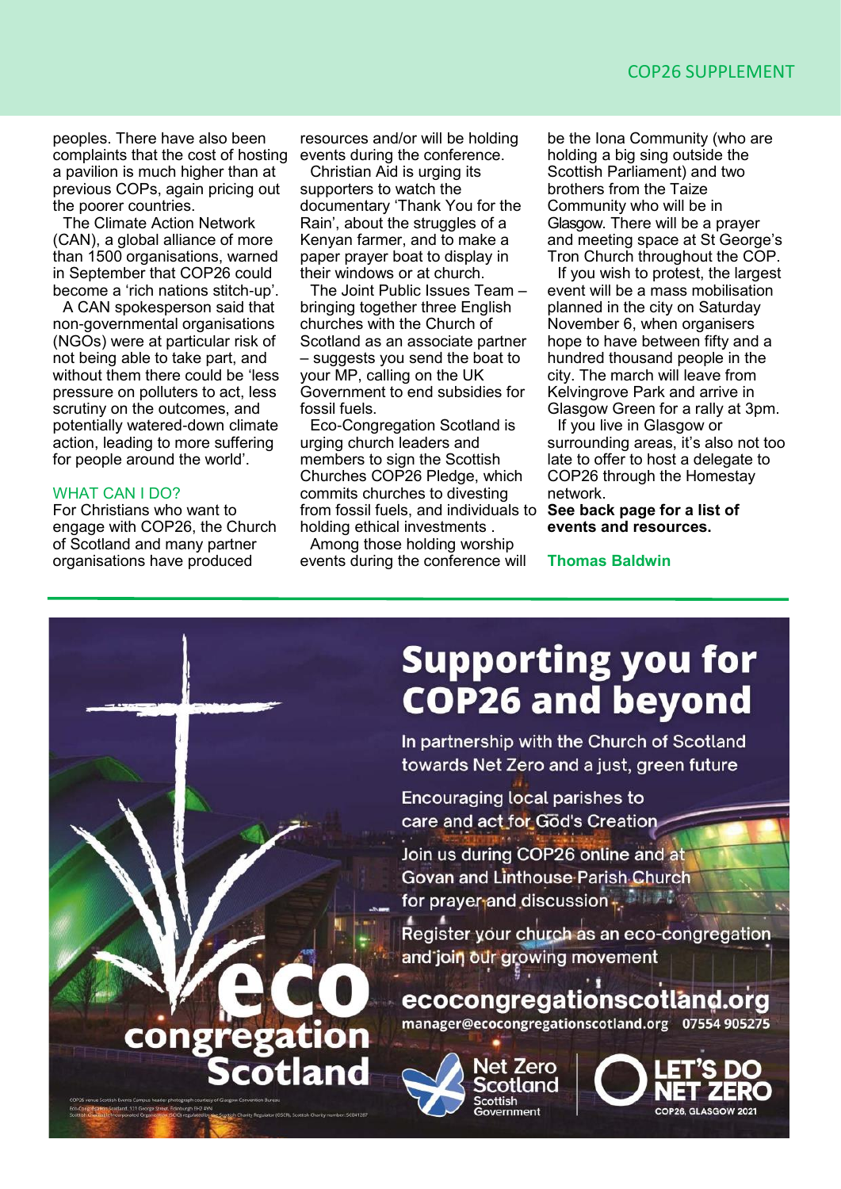peoples. There have also been complaints that the cost of hosting a pavilion is much higher than at previous COPs, again pricing out the poorer countries.

The Climate Action Network (CAN), a global alliance of more than 1500 organisations, warned in September that COP26 could become a 'rich nations stitch-up'.

A CAN spokesperson said that non-governmental organisations (NGOs) were at particular risk of not being able to take part, and without them there could be 'less pressure on polluters to act, less scrutiny on the outcomes, and potentially watered-down climate action, leading to more suffering for people around the world'.

## WHAT CAN I DO?

For Christians who want to engage with COP26, the Church of Scotland and many partner organisations have produced resources and/or will be holding events during the conference.

Christian Aid is urging its supporters to watch the documentary 'Thank You for the Rain', about the struggles of a Kenyan farmer, and to make a paper prayer boat to display in their windows or at church.

The Joint Public Issues Team – bringing together three English churches with the Church of Scotland as an associate partner – suggests you send the boat to your MP, calling on the UK Government to end subsidies for fossil fuels.

Eco-Congregation Scotland is urging church leaders and members to sign the Scottish Churches COP26 Pledge, which commits churches to divesting from fossil fuels, and individuals to holding ethical investments .

Among those holding worship events during the conference will be the Iona Community (who are holding a big sing outside the Scottish Parliament) and two brothers from the Taize Community who will be in Glasgow. There will be a prayer and meeting space at St George's Tron Church throughout the COP.

If you wish to protest, the largest event will be a mass mobilisation planned in the city on Saturday November 6, when organisers hope to have between fifty and a hundred thousand people in the city. The march will leave from Kelvingrove Park and arrive in Glasgow Green for a rally at 3pm.

If you live in Glasgow or surrounding areas, it's also not too late to offer to host a delegate to COP26 through the Homestay network.

**See back page for a list of events and resources.**

**Thomas Baldwin**

---

# Supporting you for COP26 and beyond

In partnership with the Church of Scotland towards Net Zero and a just, green future

Encouraging local parishes to care and act for God's Creation

Join us during COP26 online and at Govan and Linthouse Parish Church for prayer and discussion

Register your church as an eco-congregation and join our growing movement

**ecocongregationscotland.org**

manager@ecocongregationscotland.org 07554 905275

eco congregation Scotland

Net Zero Scotland – Scottish Government

LET'S DO NET ZERO – COP26, GLASGOW 2021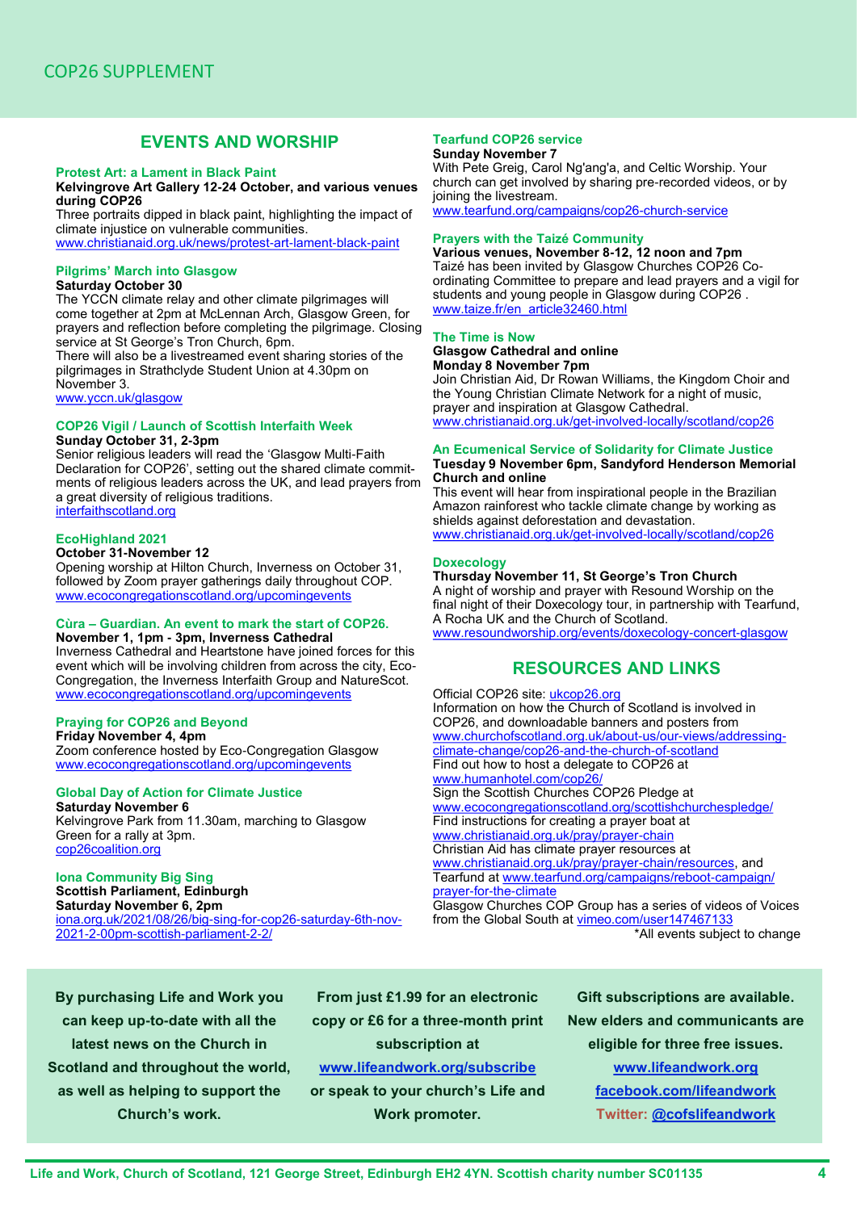# COP26 SUPPLEMENT

## EVENTS AND WORSHIP

### Protest Art: a Lament in Black Paint

**Kelvingrove Art Gallery 12-24 October, and various venues during COP26**

Three portraits dipped in black paint, highlighting the impact of climate injustice on vulnerable communities.
www.christianaid.org.uk/news/protest-art-lament-black-paint

### Pilgrims' March into Glasgow

**Saturday October 30**

The YCCN climate relay and other climate pilgrimages will come together at 2pm at McLennan Arch, Glasgow Green, for prayers and reflection before completing the pilgrimage. Closing service at St George's Tron Church, 6pm.

There will also be a livestreamed event sharing stories of the pilgrimages in Strathclyde Student Union at 4.30pm on November 3.
www.yccn.uk/glasgow

### COP26 Vigil / Launch of Scottish Interfaith Week

**Sunday October 31, 2-3pm**

Senior religious leaders will read the 'Glasgow Multi-Faith Declaration for COP26', setting out the shared climate commitments of religious leaders across the UK, and lead prayers from a great diversity of religious traditions.
interfaithscotland.org

### EcoHighland 2021

**October 31-November 12**

Opening worship at Hilton Church, Inverness on October 31, followed by Zoom prayer gatherings daily throughout COP.
www.ecocongregationscotland.org/upcomingevents

### Cùra – Guardian. An event to mark the start of COP26.

**November 1, 1pm - 3pm, Inverness Cathedral**

Inverness Cathedral and Heartstone have joined forces for this event which will be involving children from across the city, Eco-Congregation, the Inverness Interfaith Group and NatureScot.
www.ecocongregationscotland.org/upcomingevents

### Praying for COP26 and Beyond

**Friday November 4, 4pm**

Zoom conference hosted by Eco-Congregation Glasgow
www.ecocongregationscotland.org/upcomingevents

### Global Day of Action for Climate Justice

**Saturday November 6**

Kelvingrove Park from 11.30am, marching to Glasgow Green for a rally at 3pm.
cop26coalition.org

### Iona Community Big Sing

**Scottish Parliament, Edinburgh**
**Saturday November 6, 2pm**

iona.org.uk/2021/08/26/big-sing-for-cop26-saturday-6th-nov-2021-2-00pm-scottish-parliament-2-2/

### Tearfund COP26 service

**Sunday November 7**

With Pete Greig, Carol Ng'ang'a, and Celtic Worship. Your church can get involved by sharing pre-recorded videos, or by joining the livestream.
www.tearfund.org/campaigns/cop26-church-service

### Prayers with the Taizé Community

**Various venues, November 8-12, 12 noon and 7pm**

Taizé has been invited by Glasgow Churches COP26 Co-ordinating Committee to prepare and lead prayers and a vigil for students and young people in Glasgow during COP26 .
www.taize.fr/en_article32460.html

### The Time is Now

**Glasgow Cathedral and online**
**Monday 8 November 7pm**

Join Christian Aid, Dr Rowan Williams, the Kingdom Choir and the Young Christian Climate Network for a night of music, prayer and inspiration at Glasgow Cathedral.
www.christianaid.org.uk/get-involved-locally/scotland/cop26

### An Ecumenical Service of Solidarity for Climate Justice

**Tuesday 9 November 6pm, Sandyford Henderson Memorial Church and online**

This event will hear from inspirational people in the Brazilian Amazon rainforest who tackle climate change by working as shields against deforestation and devastation.
www.christianaid.org.uk/get-involved-locally/scotland/cop26

### Doxecology

**Thursday November 11, St George's Tron Church**

A night of worship and prayer with Resound Worship on the final night of their Doxecology tour, in partnership with Tearfund, A Rocha UK and the Church of Scotland.
www.resoundworship.org/events/doxecology-concert-glasgow

## RESOURCES AND LINKS

Official COP26 site: ukcop26.org

Information on how the Church of Scotland is involved in COP26, and downloadable banners and posters from www.churchofscotland.org.uk/about-us/our-views/addressing-climate-change/cop26-and-the-church-of-scotland

Find out how to host a delegate to COP26 at www.humanhotel.com/cop26/

Sign the Scottish Churches COP26 Pledge at www.ecocongregationscotland.org/scottishchurchespledge/

Find instructions for creating a prayer boat at www.christianaid.org.uk/pray/prayer-chain

Christian Aid has climate prayer resources at www.christianaid.org.uk/pray/prayer-chain/resources, and Tearfund at www.tearfund.org/campaigns/reboot-campaign/prayer-for-the-climate

Glasgow Churches COP Group has a series of videos of Voices from the Global South at vimeo.com/user147467133

*All events subject to change

**By purchasing Life and Work you can keep up-to-date with all the latest news on the Church in Scotland and throughout the world, as well as helping to support the Church's work.**

**From just £1.99 for an electronic copy or £6 for a three-month print subscription at www.lifeandwork.org/subscribe or speak to your church's Life and Work promoter.**

**Gift subscriptions are available. New elders and communicants are eligible for three free issues.**
**www.lifeandwork.org**
**facebook.com/lifeandwork**
**Twitter: @cofslifeandwork**

Life and Work, Church of Scotland, 121 George Street, Edinburgh EH2 4YN. Scottish charity number SC01135